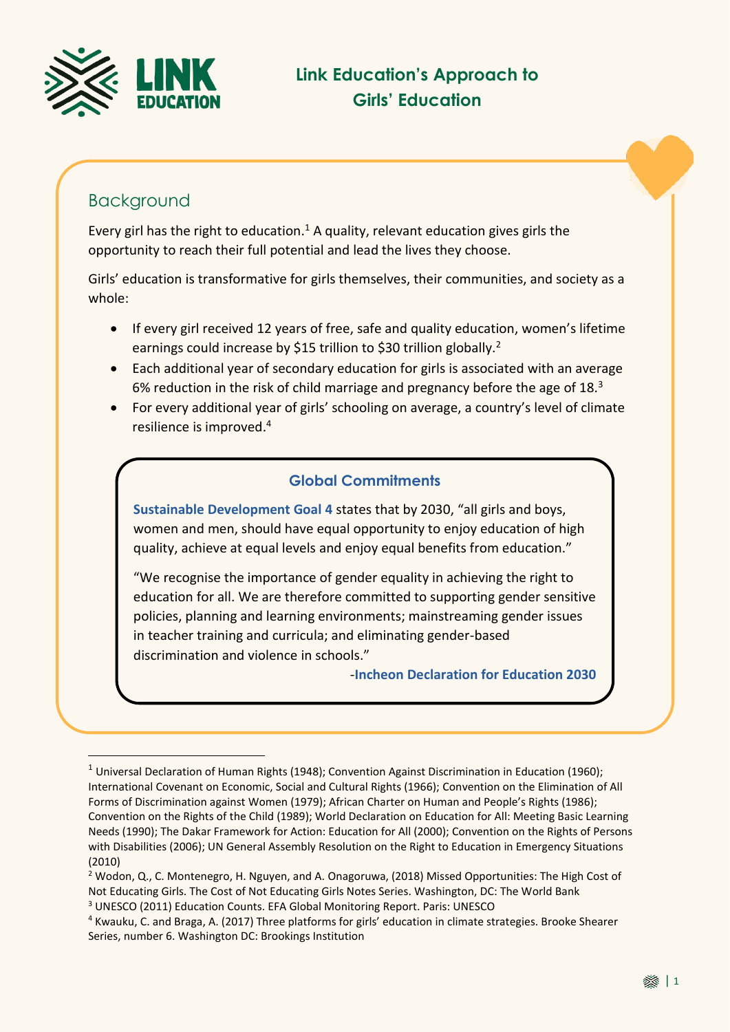# Link Education's Approach to Girls' Education

## Background

Every girl has the right to education.[1] A quality, relevant education gives girls the opportunity to reach their full potential and lead the lives they choose.

Girls' education is transformative for girls themselves, their communities, and society as a whole:

- If every girl received 12 years of free, safe and quality education, women's lifetime earnings could increase by $15 trillion to $30 trillion globally.[2]
- Each additional year of secondary education for girls is associated with an average 6% reduction in the risk of child marriage and pregnancy before the age of 18.[3]
- For every additional year of girls' schooling on average, a country's level of climate resilience is improved.[4]

### Global Commitments

**Sustainable Development Goal 4** states that by 2030, "all girls and boys, women and men, should have equal opportunity to enjoy education of high quality, achieve at equal levels and enjoy equal benefits from education."

"We recognise the importance of gender equality in achieving the right to education for all. We are therefore committed to supporting gender sensitive policies, planning and learning environments; mainstreaming gender issues in teacher training and curricula; and eliminating gender-based discrimination and violence in schools."

-**Incheon Declaration for Education 2030**

---

[1] Universal Declaration of Human Rights (1948); Convention Against Discrimination in Education (1960); International Covenant on Economic, Social and Cultural Rights (1966); Convention on the Elimination of All Forms of Discrimination against Women (1979); African Charter on Human and People's Rights (1986); Convention on the Rights of the Child (1989); World Declaration on Education for All: Meeting Basic Learning Needs (1990); The Dakar Framework for Action: Education for All (2000); Convention on the Rights of Persons with Disabilities (2006); UN General Assembly Resolution on the Right to Education in Emergency Situations (2010)

[2] Wodon, Q., C. Montenegro, H. Nguyen, and A. Onagoruwa, (2018) Missed Opportunities: The High Cost of Not Educating Girls. The Cost of Not Educating Girls Notes Series. Washington, DC: The World Bank

[3] UNESCO (2011) Education Counts. EFA Global Monitoring Report. Paris: UNESCO

[4] Kwauku, C. and Braga, A. (2017) Three platforms for girls' education in climate strategies. Brooke Shearer Series, number 6. Washington DC: Brookings Institution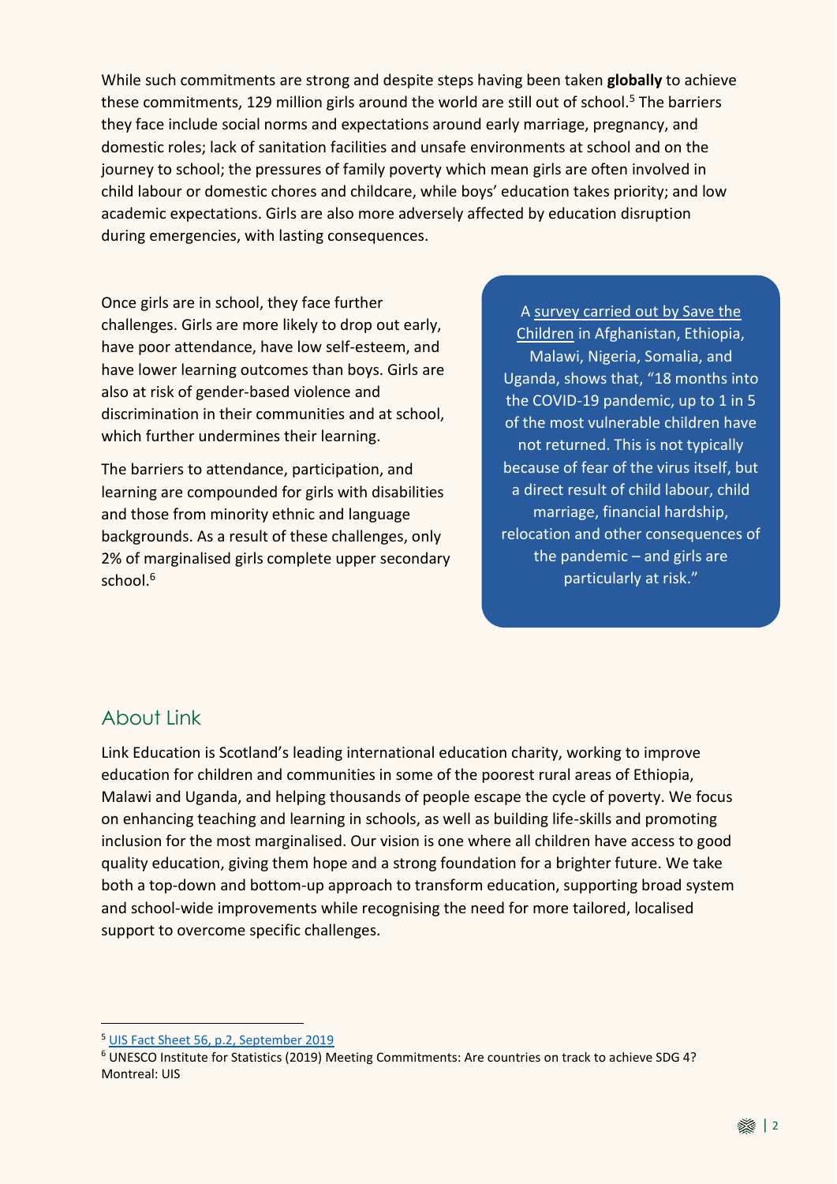While such commitments are strong and despite steps having been taken **globally** to achieve these commitments, 129 million girls around the world are still out of school.[5] The barriers they face include social norms and expectations around early marriage, pregnancy, and domestic roles; lack of sanitation facilities and unsafe environments at school and on the journey to school; the pressures of family poverty which mean girls are often involved in child labour or domestic chores and childcare, while boys' education takes priority; and low academic expectations. Girls are also more adversely affected by education disruption during emergencies, with lasting consequences.

Once girls are in school, they face further challenges. Girls are more likely to drop out early, have poor attendance, have low self-esteem, and have lower learning outcomes than boys. Girls are also at risk of gender-based violence and discrimination in their communities and at school, which further undermines their learning.

The barriers to attendance, participation, and learning are compounded for girls with disabilities and those from minority ethnic and language backgrounds. As a result of these challenges, only 2% of marginalised girls complete upper secondary school.[6]

> A survey carried out by Save the Children in Afghanistan, Ethiopia, Malawi, Nigeria, Somalia, and Uganda, shows that, "18 months into the COVID-19 pandemic, up to 1 in 5 of the most vulnerable children have not returned. This is not typically because of fear of the virus itself, but a direct result of child labour, child marriage, financial hardship, relocation and other consequences of the pandemic – and girls are particularly at risk."

## About Link

Link Education is Scotland's leading international education charity, working to improve education for children and communities in some of the poorest rural areas of Ethiopia, Malawi and Uganda, and helping thousands of people escape the cycle of poverty. We focus on enhancing teaching and learning in schools, as well as building life-skills and promoting inclusion for the most marginalised. Our vision is one where all children have access to good quality education, giving them hope and a strong foundation for a brighter future. We take both a top-down and bottom-up approach to transform education, supporting broad system and school-wide improvements while recognising the need for more tailored, localised support to overcome specific challenges.

---

[5] UIS Fact Sheet 56, p.2, September 2019

[6] UNESCO Institute for Statistics (2019) Meeting Commitments: Are countries on track to achieve SDG 4? Montreal: UIS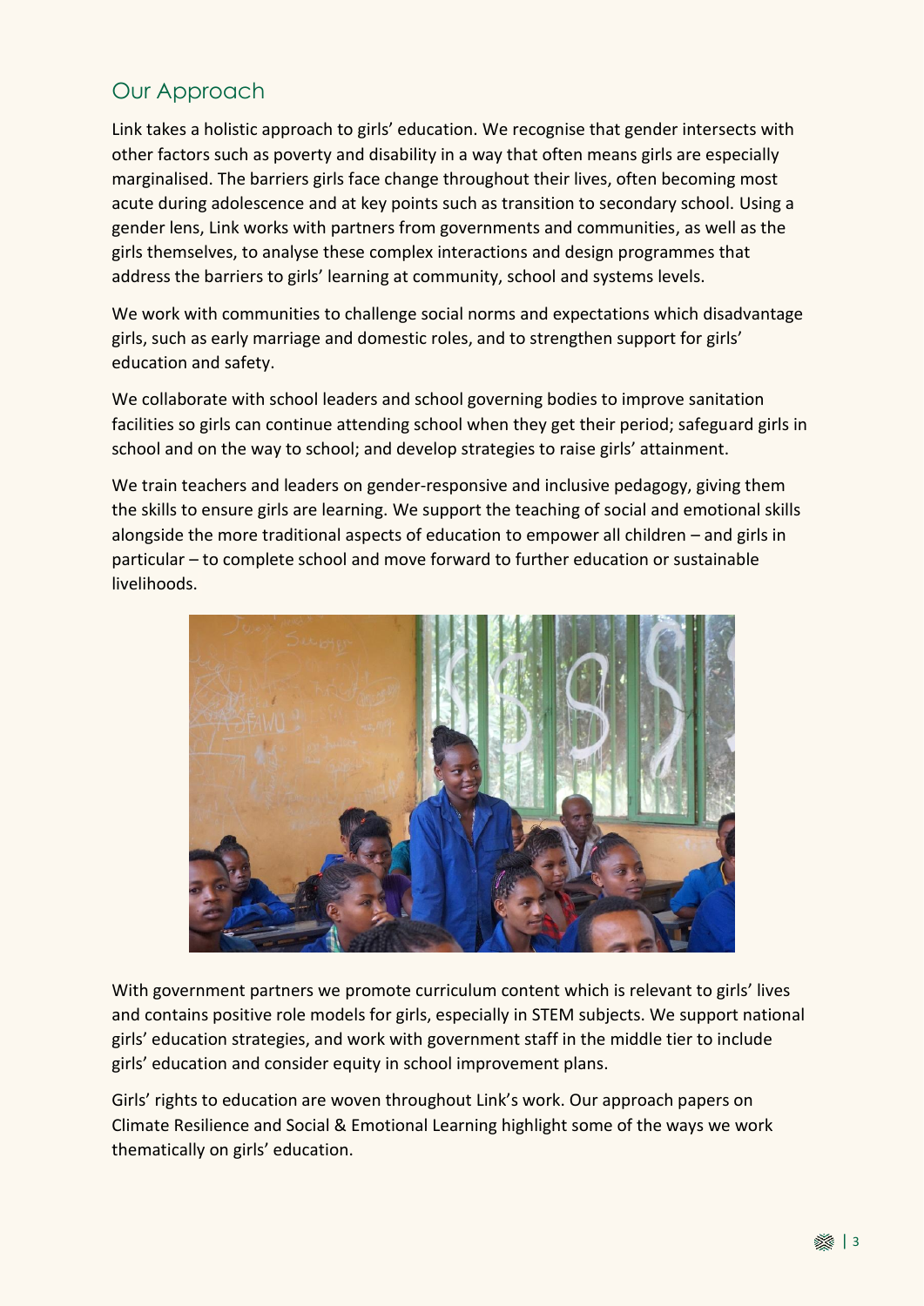## Our Approach

Link takes a holistic approach to girls' education. We recognise that gender intersects with other factors such as poverty and disability in a way that often means girls are especially marginalised. The barriers girls face change throughout their lives, often becoming most acute during adolescence and at key points such as transition to secondary school. Using a gender lens, Link works with partners from governments and communities, as well as the girls themselves, to analyse these complex interactions and design programmes that address the barriers to girls' learning at community, school and systems levels.

We work with communities to challenge social norms and expectations which disadvantage girls, such as early marriage and domestic roles, and to strengthen support for girls' education and safety.

We collaborate with school leaders and school governing bodies to improve sanitation facilities so girls can continue attending school when they get their period; safeguard girls in school and on the way to school; and develop strategies to raise girls' attainment.

We train teachers and leaders on gender-responsive and inclusive pedagogy, giving them the skills to ensure girls are learning. We support the teaching of social and emotional skills alongside the more traditional aspects of education to empower all children – and girls in particular – to complete school and move forward to further education or sustainable livelihoods.

With government partners we promote curriculum content which is relevant to girls' lives and contains positive role models for girls, especially in STEM subjects. We support national girls' education strategies, and work with government staff in the middle tier to include girls' education and consider equity in school improvement plans.

Girls' rights to education are woven throughout Link's work. Our approach papers on Climate Resilience and Social & Emotional Learning highlight some of the ways we work thematically on girls' education.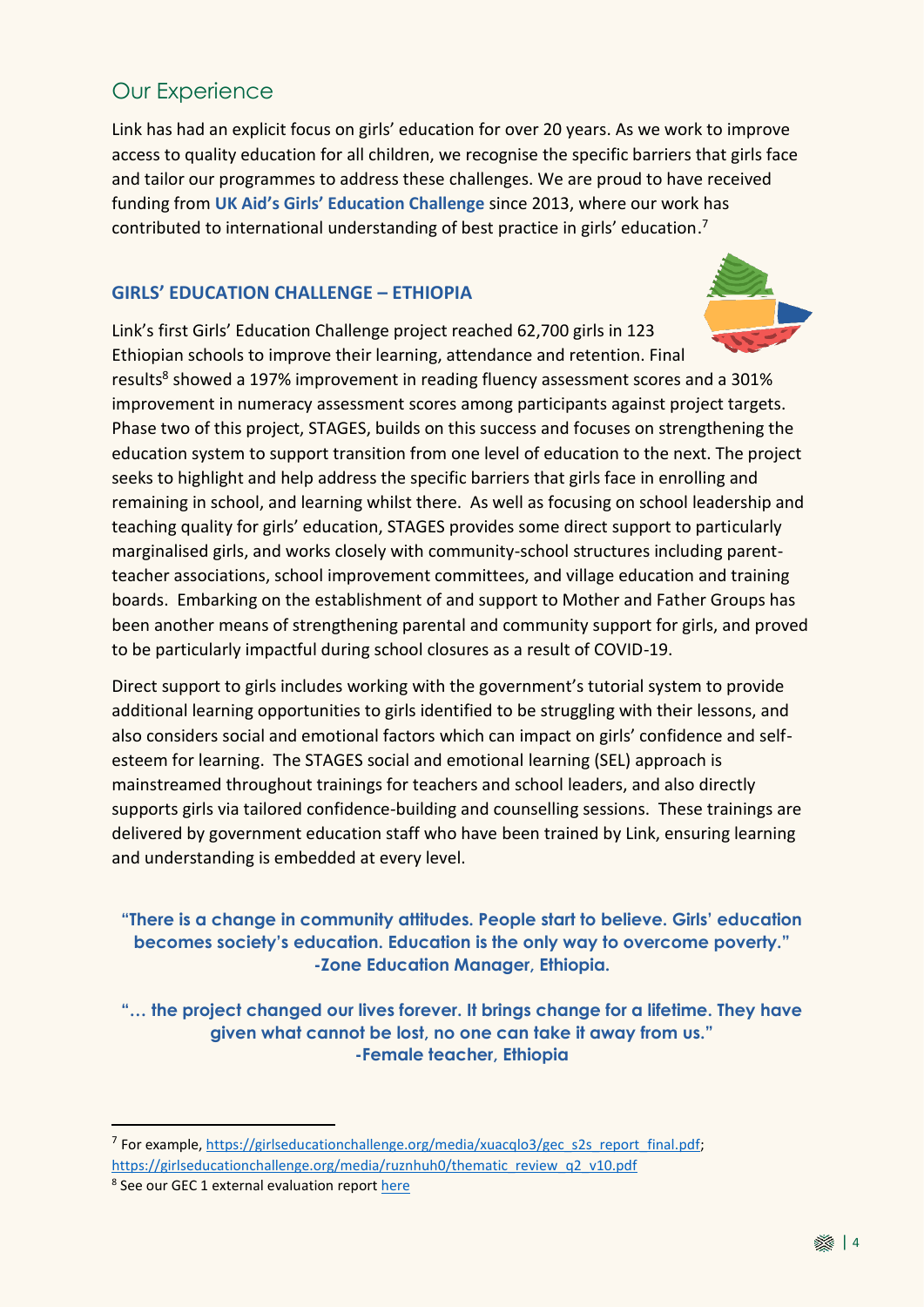## Our Experience

Link has had an explicit focus on girls' education for over 20 years. As we work to improve access to quality education for all children, we recognise the specific barriers that girls face and tailor our programmes to address these challenges. We are proud to have received funding from **UK Aid's Girls' Education Challenge** since 2013, where our work has contributed to international understanding of best practice in girls' education.[7]

### GIRLS' EDUCATION CHALLENGE – ETHIOPIA

Link's first Girls' Education Challenge project reached 62,700 girls in 123 Ethiopian schools to improve their learning, attendance and retention. Final results[8] showed a 197% improvement in reading fluency assessment scores and a 301% improvement in numeracy assessment scores among participants against project targets. Phase two of this project, STAGES, builds on this success and focuses on strengthening the education system to support transition from one level of education to the next. The project seeks to highlight and help address the specific barriers that girls face in enrolling and remaining in school, and learning whilst there. As well as focusing on school leadership and teaching quality for girls' education, STAGES provides some direct support to particularly marginalised girls, and works closely with community-school structures including parent-teacher associations, school improvement committees, and village education and training boards. Embarking on the establishment of and support to Mother and Father Groups has been another means of strengthening parental and community support for girls, and proved to be particularly impactful during school closures as a result of COVID-19.

Direct support to girls includes working with the government's tutorial system to provide additional learning opportunities to girls identified to be struggling with their lessons, and also considers social and emotional factors which can impact on girls' confidence and self-esteem for learning. The STAGES social and emotional learning (SEL) approach is mainstreamed throughout trainings for teachers and school leaders, and also directly supports girls via tailored confidence-building and counselling sessions. These trainings are delivered by government education staff who have been trained by Link, ensuring learning and understanding is embedded at every level.

> **"There is a change in community attitudes. People start to believe. Girls' education becomes society's education. Education is the only way to overcome poverty."**
> **-Zone Education Manager, Ethiopia.**

> **"… the project changed our lives forever. It brings change for a lifetime. They have given what cannot be lost, no one can take it away from us."**
> **-Female teacher, Ethiopia**

---

[7] For example, https://girlseducationchallenge.org/media/xuacqlo3/gec_s2s_report_final.pdf; https://girlseducationchallenge.org/media/ruznhuh0/thematic_review_q2_v10.pdf

[8] See our GEC 1 external evaluation report here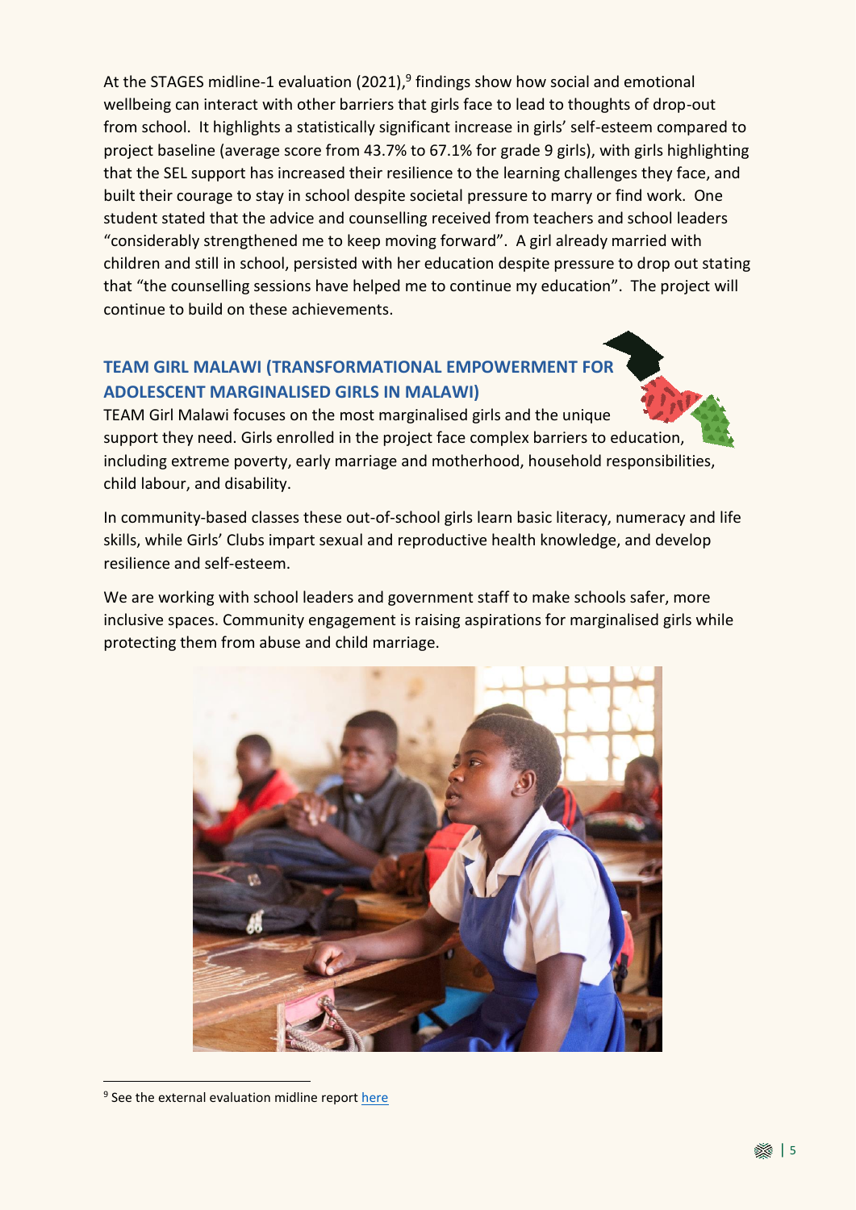At the STAGES midline-1 evaluation (2021),[9] findings show how social and emotional wellbeing can interact with other barriers that girls face to lead to thoughts of drop-out from school. It highlights a statistically significant increase in girls' self-esteem compared to project baseline (average score from 43.7% to 67.1% for grade 9 girls), with girls highlighting that the SEL support has increased their resilience to the learning challenges they face, and built their courage to stay in school despite societal pressure to marry or find work. One student stated that the advice and counselling received from teachers and school leaders "considerably strengthened me to keep moving forward". A girl already married with children and still in school, persisted with her education despite pressure to drop out stating that "the counselling sessions have helped me to continue my education". The project will continue to build on these achievements.

## TEAM GIRL MALAWI (TRANSFORMATIONAL EMPOWERMENT FOR ADOLESCENT MARGINALISED GIRLS IN MALAWI)

TEAM Girl Malawi focuses on the most marginalised girls and the unique support they need. Girls enrolled in the project face complex barriers to education, including extreme poverty, early marriage and motherhood, household responsibilities, child labour, and disability.

In community-based classes these out-of-school girls learn basic literacy, numeracy and life skills, while Girls' Clubs impart sexual and reproductive health knowledge, and develop resilience and self-esteem.

We are working with school leaders and government staff to make schools safer, more inclusive spaces. Community engagement is raising aspirations for marginalised girls while protecting them from abuse and child marriage.

---

[9] See the external evaluation midline report here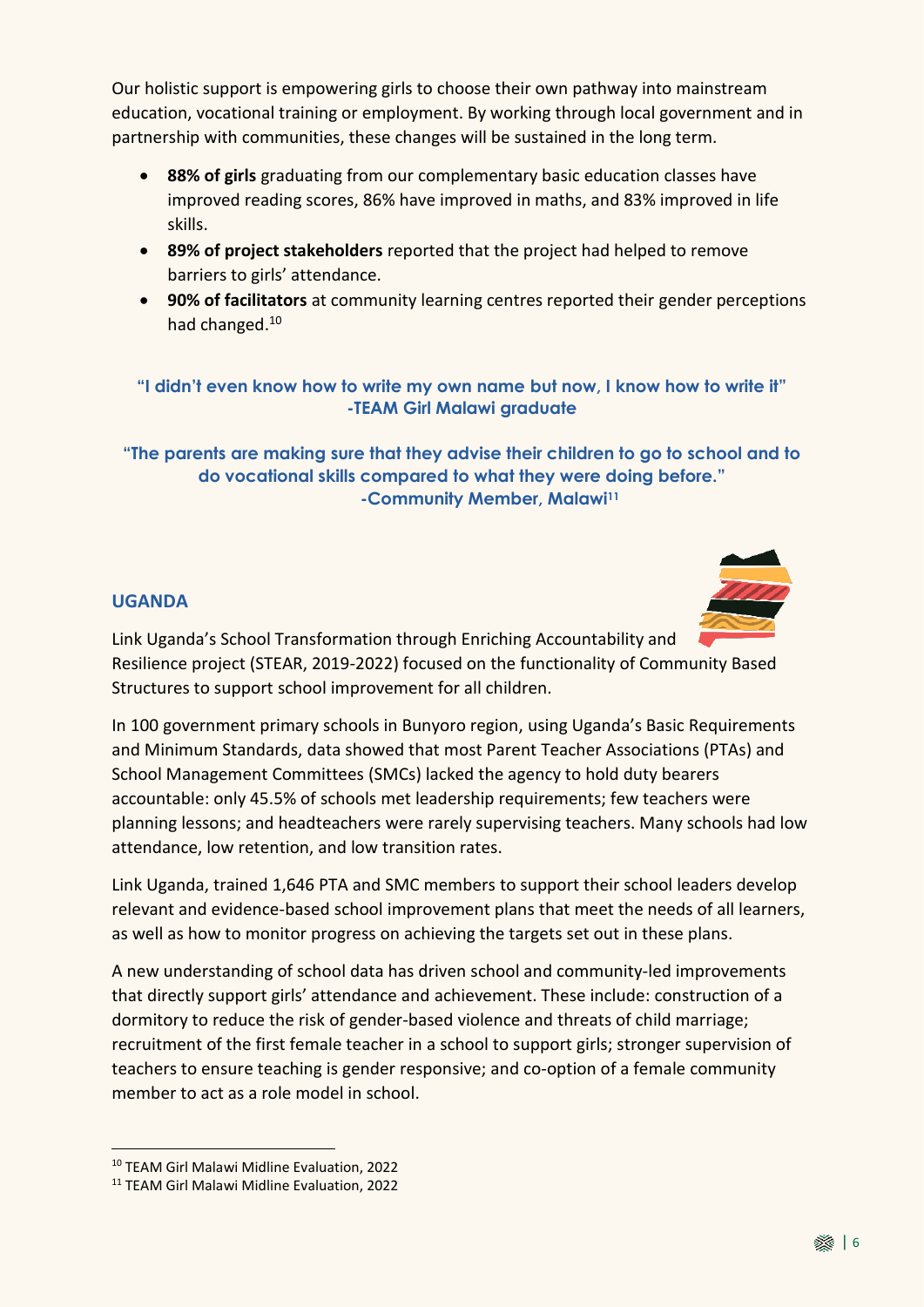Our holistic support is empowering girls to choose their own pathway into mainstream education, vocational training or employment. By working through local government and in partnership with communities, these changes will be sustained in the long term.

- **88% of girls** graduating from our complementary basic education classes have improved reading scores, 86% have improved in maths, and 83% improved in life skills.
- **89% of project stakeholders** reported that the project had helped to remove barriers to girls' attendance.
- **90% of facilitators** at community learning centres reported their gender perceptions had changed.[10]

**"I didn't even know how to write my own name but now, I know how to write it"**
**-TEAM Girl Malawi graduate**

**"The parents are making sure that they advise their children to go to school and to do vocational skills compared to what they were doing before."**
**-Community Member, Malawi[11]**

## UGANDA

Link Uganda's School Transformation through Enriching Accountability and Resilience project (STEAR, 2019-2022) focused on the functionality of Community Based Structures to support school improvement for all children.

In 100 government primary schools in Bunyoro region, using Uganda's Basic Requirements and Minimum Standards, data showed that most Parent Teacher Associations (PTAs) and School Management Committees (SMCs) lacked the agency to hold duty bearers accountable: only 45.5% of schools met leadership requirements; few teachers were planning lessons; and headteachers were rarely supervising teachers. Many schools had low attendance, low retention, and low transition rates.

Link Uganda, trained 1,646 PTA and SMC members to support their school leaders develop relevant and evidence-based school improvement plans that meet the needs of all learners, as well as how to monitor progress on achieving the targets set out in these plans.

A new understanding of school data has driven school and community-led improvements that directly support girls' attendance and achievement. These include: construction of a dormitory to reduce the risk of gender-based violence and threats of child marriage; recruitment of the first female teacher in a school to support girls; stronger supervision of teachers to ensure teaching is gender responsive; and co-option of a female community member to act as a role model in school.

---

[10] TEAM Girl Malawi Midline Evaluation, 2022
[11] TEAM Girl Malawi Midline Evaluation, 2022